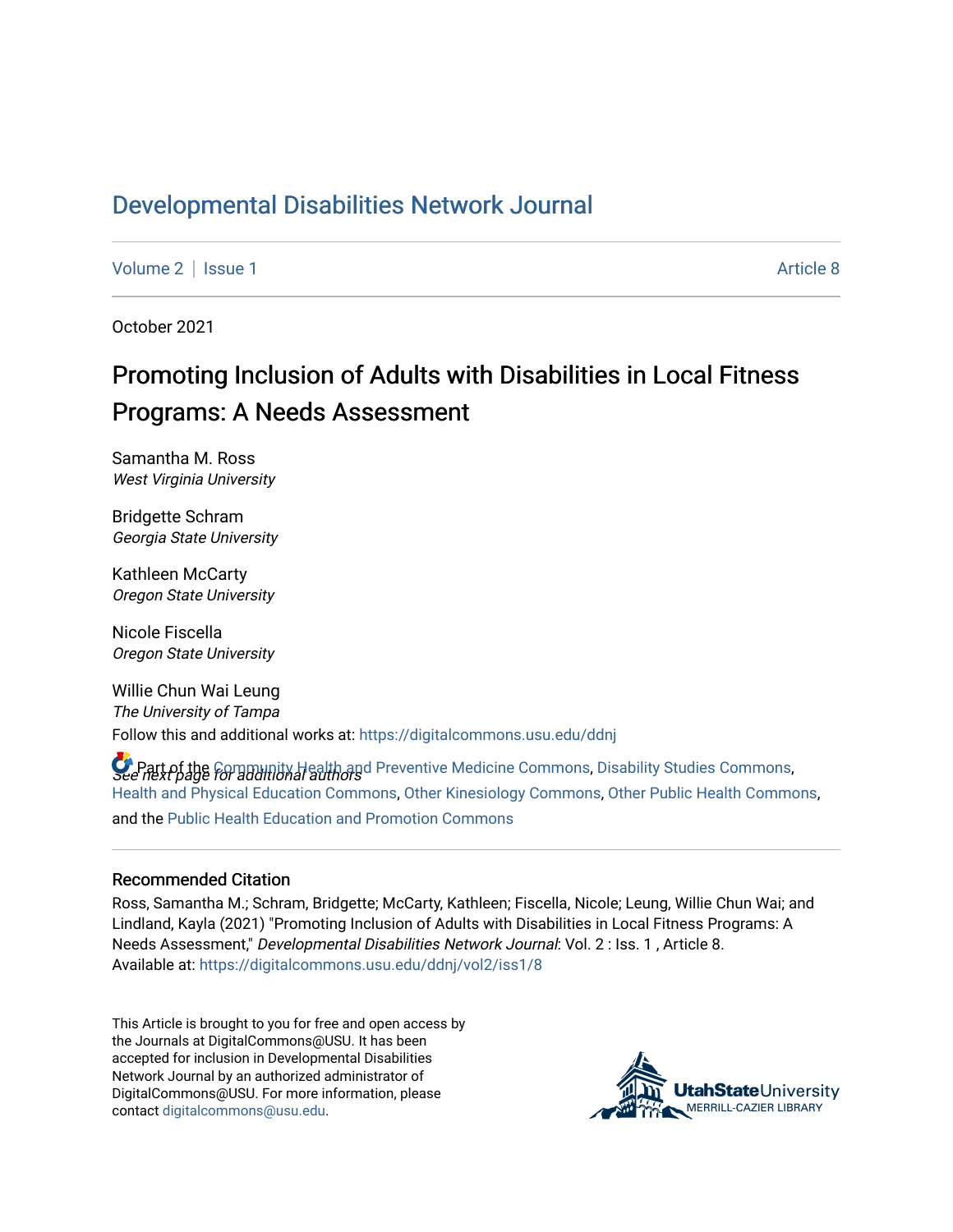# Developmental Disabilities Network Journal

Volume 2 | Issue 1 Article 8

October 2021

## Promoting Inclusion of Adults with Disabilities in Local Fitness Programs: A Needs Assessment

Samantha M. Ross
*West Virginia University*

Bridgette Schram
*Georgia State University*

Kathleen McCarty
*Oregon State University*

Nicole Fiscella
*Oregon State University*

Willie Chun Wai Leung
*The University of Tampa*

*See next page for additional authors*

Follow this and additional works at: https://digitalcommons.usu.edu/ddnj

Part of the Community Health and Preventive Medicine Commons, Disability Studies Commons, Health and Physical Education Commons, Other Kinesiology Commons, Other Public Health Commons, and the Public Health Education and Promotion Commons

### Recommended Citation

Ross, Samantha M.; Schram, Bridgette; McCarty, Kathleen; Fiscella, Nicole; Leung, Willie Chun Wai; and Lindland, Kayla (2021) "Promoting Inclusion of Adults with Disabilities in Local Fitness Programs: A Needs Assessment," *Developmental Disabilities Network Journal*: Vol. 2 : Iss. 1 , Article 8.
Available at: https://digitalcommons.usu.edu/ddnj/vol2/iss1/8

This Article is brought to you for free and open access by the Journals at DigitalCommons@USU. It has been accepted for inclusion in Developmental Disabilities Network Journal by an authorized administrator of DigitalCommons@USU. For more information, please contact digitalcommons@usu.edu.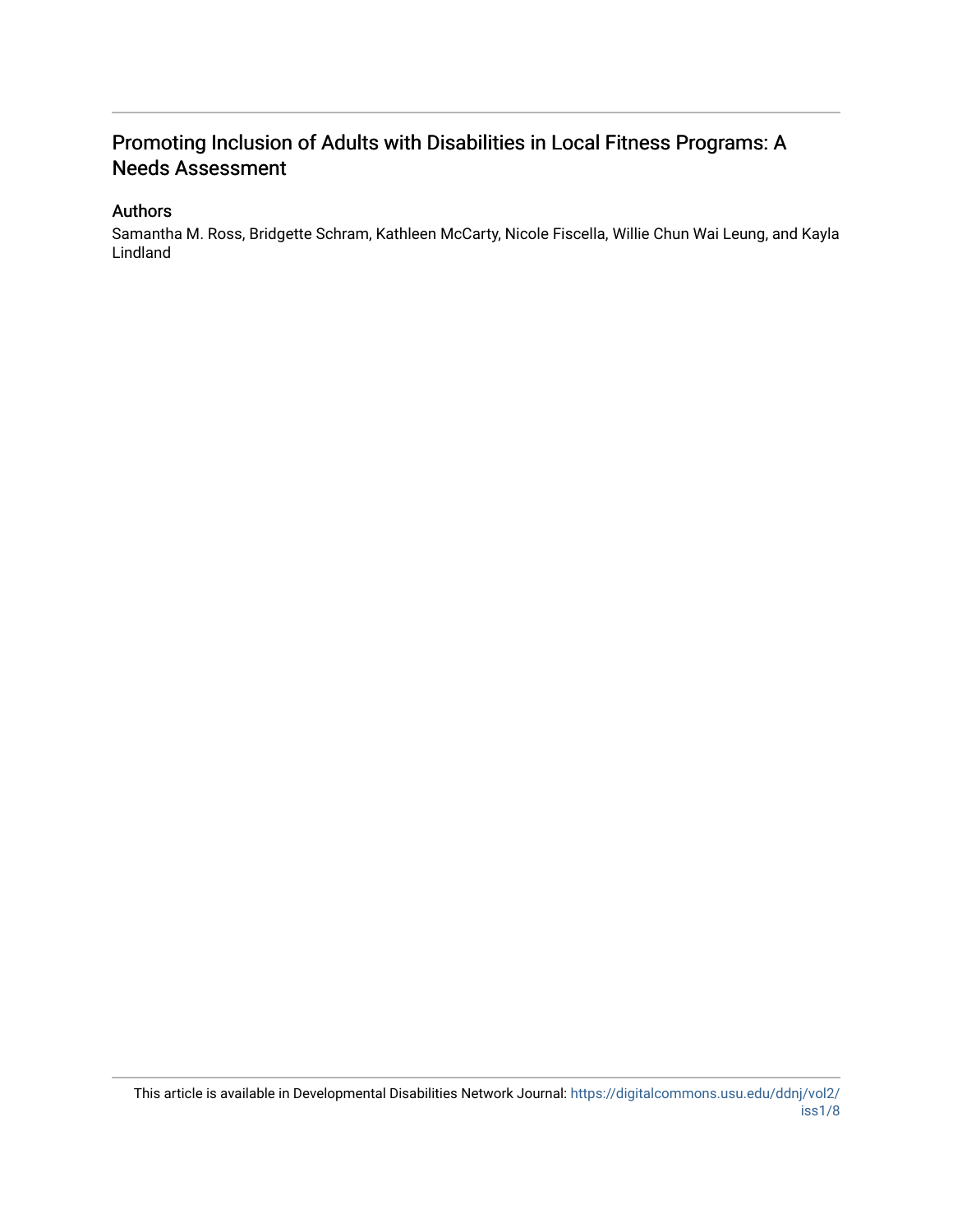# Promoting Inclusion of Adults with Disabilities in Local Fitness Programs: A Needs Assessment

## Authors

Samantha M. Ross, Bridgette Schram, Kathleen McCarty, Nicole Fiscella, Willie Chun Wai Leung, and Kayla Lindland

This article is available in Developmental Disabilities Network Journal: https://digitalcommons.usu.edu/ddnj/vol2/iss1/8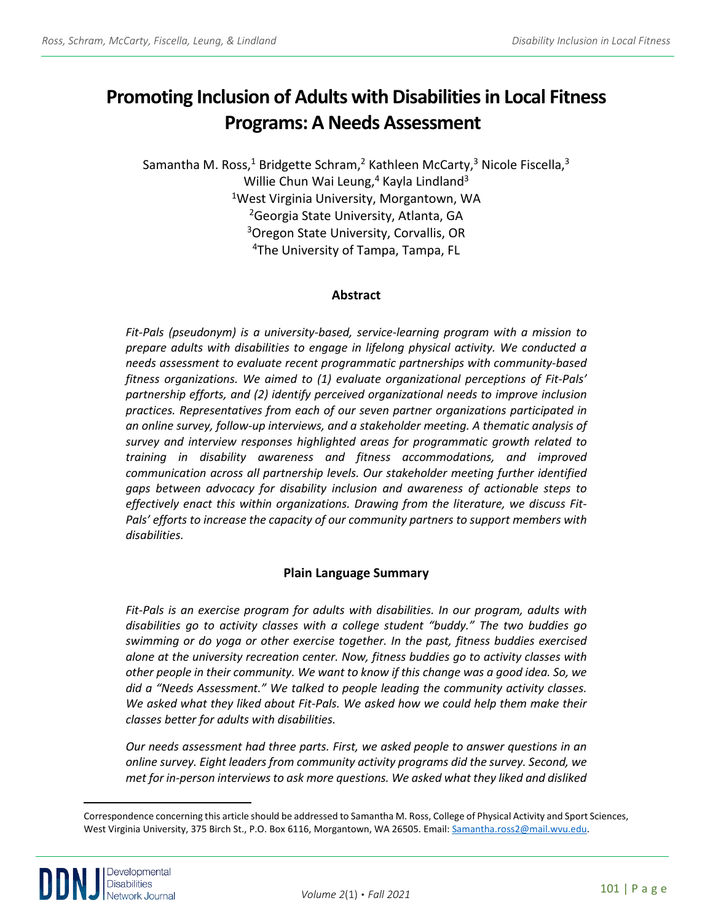# Promoting Inclusion of Adults with Disabilities in Local Fitness Programs: A Needs Assessment

Samantha M. Ross,[1] Bridgette Schram,[2] Kathleen McCarty,[3] Nicole Fiscella,[3] Willie Chun Wai Leung,[4] Kayla Lindland[3]

[1]West Virginia University, Morgantown, WA
[2]Georgia State University, Atlanta, GA
[3]Oregon State University, Corvallis, OR
[4]The University of Tampa, Tampa, FL

## Abstract

*Fit-Pals (pseudonym) is a university-based, service-learning program with a mission to prepare adults with disabilities to engage in lifelong physical activity. We conducted a needs assessment to evaluate recent programmatic partnerships with community-based fitness organizations. We aimed to (1) evaluate organizational perceptions of Fit-Pals' partnership efforts, and (2) identify perceived organizational needs to improve inclusion practices. Representatives from each of our seven partner organizations participated in an online survey, follow-up interviews, and a stakeholder meeting. A thematic analysis of survey and interview responses highlighted areas for programmatic growth related to training in disability awareness and fitness accommodations, and improved communication across all partnership levels. Our stakeholder meeting further identified gaps between advocacy for disability inclusion and awareness of actionable steps to effectively enact this within organizations. Drawing from the literature, we discuss Fit-Pals' efforts to increase the capacity of our community partners to support members with disabilities.*

## Plain Language Summary

*Fit-Pals is an exercise program for adults with disabilities. In our program, adults with disabilities go to activity classes with a college student "buddy." The two buddies go swimming or do yoga or other exercise together. In the past, fitness buddies exercised alone at the university recreation center. Now, fitness buddies go to activity classes with other people in their community. We want to know if this change was a good idea. So, we did a "Needs Assessment." We talked to people leading the community activity classes. We asked what they liked about Fit-Pals. We asked how we could help them make their classes better for adults with disabilities.*

*Our needs assessment had three parts. First, we asked people to answer questions in an online survey. Eight leaders from community activity programs did the survey. Second, we met for in-person interviews to ask more questions. We asked what they liked and disliked*

---

Correspondence concerning this article should be addressed to Samantha M. Ross, College of Physical Activity and Sport Sciences, West Virginia University, 375 Birch St., P.O. Box 6116, Morgantown, WA 26505. Email: Samantha.ross2@mail.wvu.edu.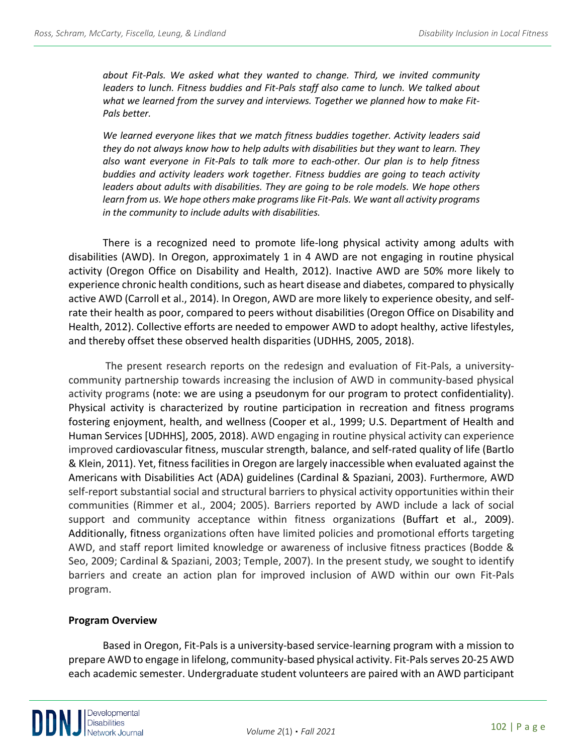*about Fit-Pals. We asked what they wanted to change. Third, we invited community leaders to lunch. Fitness buddies and Fit-Pals staff also came to lunch. We talked about what we learned from the survey and interviews. Together we planned how to make Fit-Pals better.*

*We learned everyone likes that we match fitness buddies together. Activity leaders said they do not always know how to help adults with disabilities but they want to learn. They also want everyone in Fit-Pals to talk more to each-other. Our plan is to help fitness buddies and activity leaders work together. Fitness buddies are going to teach activity leaders about adults with disabilities. They are going to be role models. We hope others learn from us. We hope others make programs like Fit-Pals. We want all activity programs in the community to include adults with disabilities.*

There is a recognized need to promote life-long physical activity among adults with disabilities (AWD). In Oregon, approximately 1 in 4 AWD are not engaging in routine physical activity (Oregon Office on Disability and Health, 2012). Inactive AWD are 50% more likely to experience chronic health conditions, such as heart disease and diabetes, compared to physically active AWD (Carroll et al., 2014). In Oregon, AWD are more likely to experience obesity, and self-rate their health as poor, compared to peers without disabilities (Oregon Office on Disability and Health, 2012). Collective efforts are needed to empower AWD to adopt healthy, active lifestyles, and thereby offset these observed health disparities (UDHHS, 2005, 2018).

The present research reports on the redesign and evaluation of Fit-Pals, a university-community partnership towards increasing the inclusion of AWD in community-based physical activity programs (note: we are using a pseudonym for our program to protect confidentiality). Physical activity is characterized by routine participation in recreation and fitness programs fostering enjoyment, health, and wellness (Cooper et al., 1999; U.S. Department of Health and Human Services [UDHHS], 2005, 2018). AWD engaging in routine physical activity can experience improved cardiovascular fitness, muscular strength, balance, and self-rated quality of life (Bartlo & Klein, 2011). Yet, fitness facilities in Oregon are largely inaccessible when evaluated against the Americans with Disabilities Act (ADA) guidelines (Cardinal & Spaziani, 2003). Furthermore, AWD self-report substantial social and structural barriers to physical activity opportunities within their communities (Rimmer et al., 2004; 2005). Barriers reported by AWD include a lack of social support and community acceptance within fitness organizations (Buffart et al., 2009). Additionally, fitness organizations often have limited policies and promotional efforts targeting AWD, and staff report limited knowledge or awareness of inclusive fitness practices (Bodde & Seo, 2009; Cardinal & Spaziani, 2003; Temple, 2007). In the present study, we sought to identify barriers and create an action plan for improved inclusion of AWD within our own Fit-Pals program.

## Program Overview

Based in Oregon, Fit-Pals is a university-based service-learning program with a mission to prepare AWD to engage in lifelong, community-based physical activity. Fit-Pals serves 20-25 AWD each academic semester. Undergraduate student volunteers are paired with an AWD participant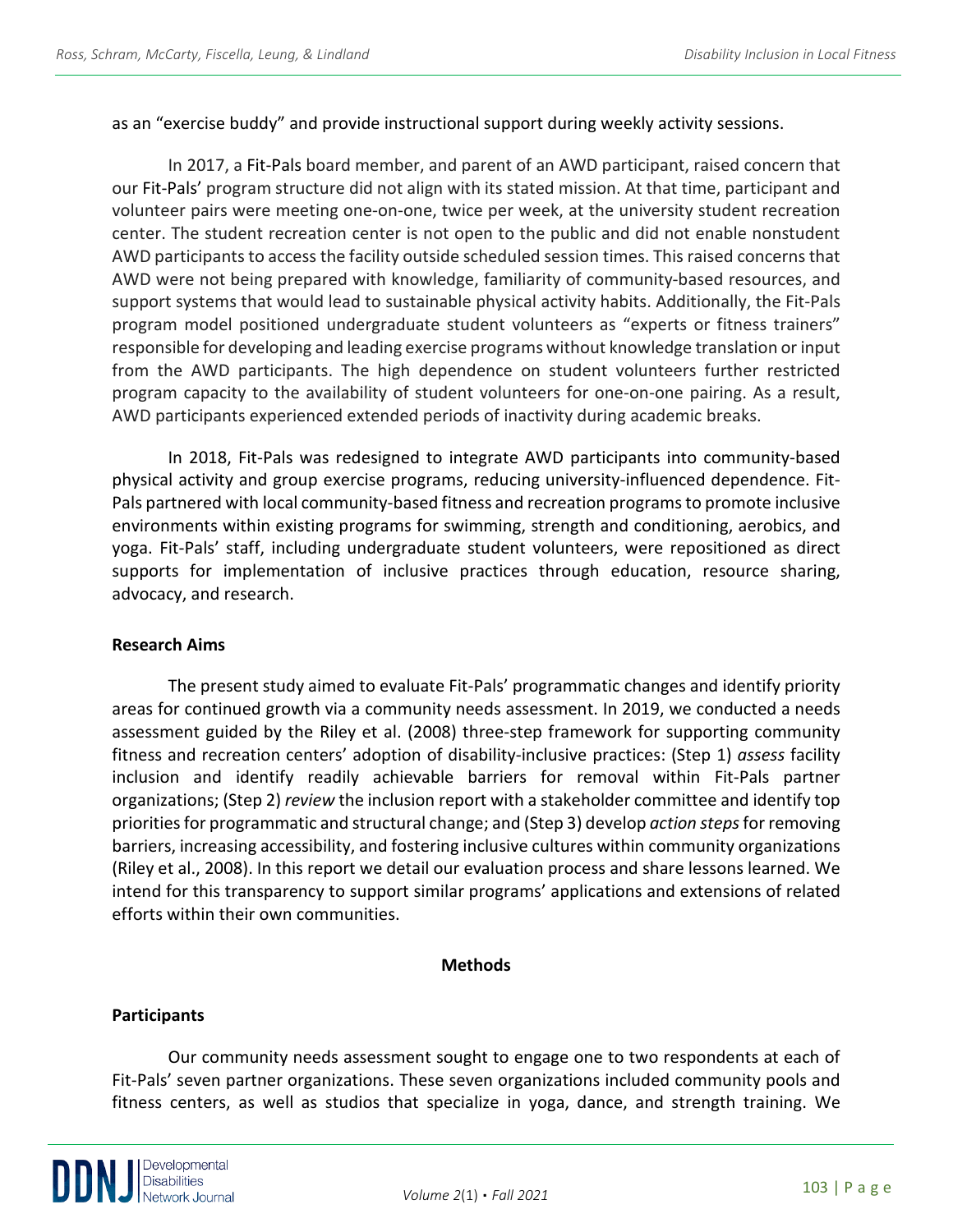as an "exercise buddy" and provide instructional support during weekly activity sessions.

In 2017, a Fit-Pals board member, and parent of an AWD participant, raised concern that our Fit-Pals' program structure did not align with its stated mission. At that time, participant and volunteer pairs were meeting one-on-one, twice per week, at the university student recreation center. The student recreation center is not open to the public and did not enable nonstudent AWD participants to access the facility outside scheduled session times. This raised concerns that AWD were not being prepared with knowledge, familiarity of community-based resources, and support systems that would lead to sustainable physical activity habits. Additionally, the Fit-Pals program model positioned undergraduate student volunteers as "experts or fitness trainers" responsible for developing and leading exercise programs without knowledge translation or input from the AWD participants. The high dependence on student volunteers further restricted program capacity to the availability of student volunteers for one-on-one pairing. As a result, AWD participants experienced extended periods of inactivity during academic breaks.

In 2018, Fit-Pals was redesigned to integrate AWD participants into community-based physical activity and group exercise programs, reducing university-influenced dependence. Fit-Pals partnered with local community-based fitness and recreation programs to promote inclusive environments within existing programs for swimming, strength and conditioning, aerobics, and yoga. Fit-Pals' staff, including undergraduate student volunteers, were repositioned as direct supports for implementation of inclusive practices through education, resource sharing, advocacy, and research.

## Research Aims

The present study aimed to evaluate Fit-Pals' programmatic changes and identify priority areas for continued growth via a community needs assessment. In 2019, we conducted a needs assessment guided by the Riley et al. (2008) three-step framework for supporting community fitness and recreation centers' adoption of disability-inclusive practices: (Step 1) *assess* facility inclusion and identify readily achievable barriers for removal within Fit-Pals partner organizations; (Step 2) *review* the inclusion report with a stakeholder committee and identify top priorities for programmatic and structural change; and (Step 3) develop *action steps* for removing barriers, increasing accessibility, and fostering inclusive cultures within community organizations (Riley et al., 2008). In this report we detail our evaluation process and share lessons learned. We intend for this transparency to support similar programs' applications and extensions of related efforts within their own communities.

# Methods

## Participants

Our community needs assessment sought to engage one to two respondents at each of Fit-Pals' seven partner organizations. These seven organizations included community pools and fitness centers, as well as studios that specialize in yoga, dance, and strength training. We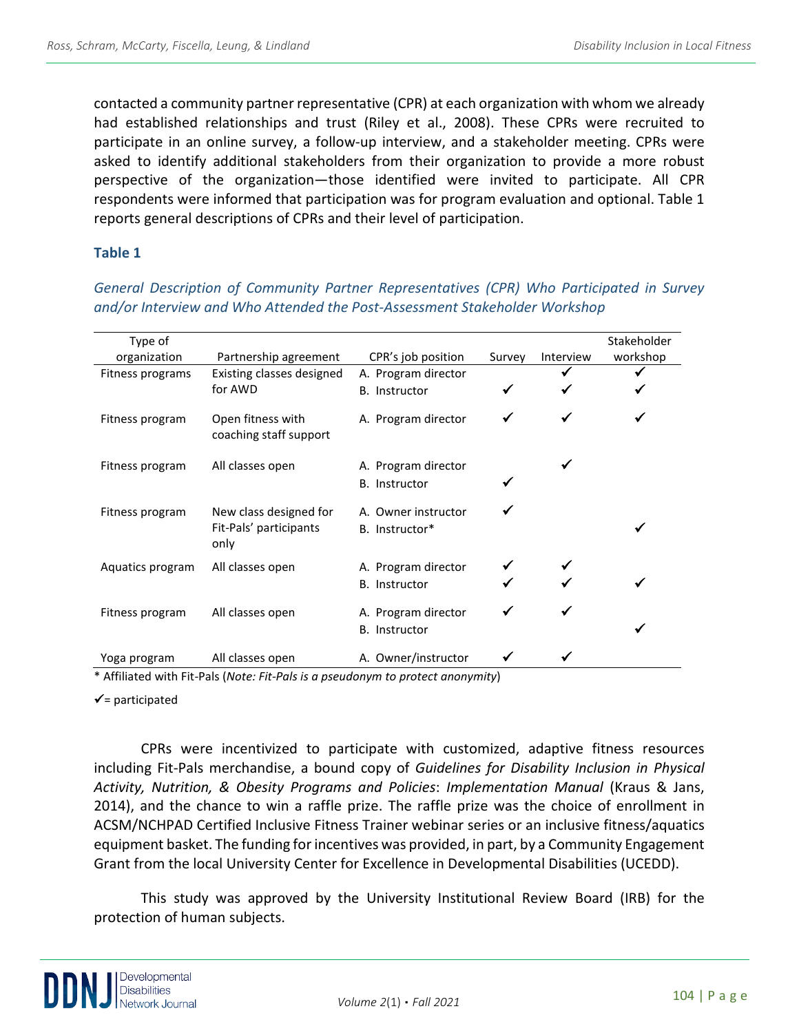contacted a community partner representative (CPR) at each organization with whom we already had established relationships and trust (Riley et al., 2008). These CPRs were recruited to participate in an online survey, a follow-up interview, and a stakeholder meeting. CPRs were asked to identify additional stakeholders from their organization to provide a more robust perspective of the organization—those identified were invited to participate. All CPR respondents were informed that participation was for program evaluation and optional. Table 1 reports general descriptions of CPRs and their level of participation.

### Table 1

*General Description of Community Partner Representatives (CPR) Who Participated in Survey and/or Interview and Who Attended the Post-Assessment Stakeholder Workshop*

| Type of organization | Partnership agreement | CPR's job position | Survey | Interview | Stakeholder workshop |
|---|---|---|---|---|---|
| Fitness programs | Existing classes designed for AWD | A. Program director | | ✓ | ✓ |
| | | B. Instructor | ✓ | ✓ | ✓ |
| Fitness program | Open fitness with coaching staff support | A. Program director | ✓ | ✓ | ✓ |
| Fitness program | All classes open | A. Program director | | ✓ | |
| | | B. Instructor | ✓ | | |
| Fitness program | New class designed for Fit-Pals' participants only | A. Owner instructor | ✓ | | |
| | | B. Instructor* | | | ✓ |
| Aquatics program | All classes open | A. Program director | ✓ | ✓ | |
| | | B. Instructor | ✓ | ✓ | ✓ |
| Fitness program | All classes open | A. Program director | ✓ | ✓ | |
| | | B. Instructor | | | ✓ |
| Yoga program | All classes open | A. Owner/instructor | ✓ | ✓ | |

\* Affiliated with Fit-Pals (*Note: Fit-Pals is a pseudonym to protect anonymity*)

✓= participated

CPRs were incentivized to participate with customized, adaptive fitness resources including Fit-Pals merchandise, a bound copy of *Guidelines for Disability Inclusion in Physical Activity, Nutrition, & Obesity Programs and Policies*: *Implementation Manual* (Kraus & Jans, 2014), and the chance to win a raffle prize. The raffle prize was the choice of enrollment in ACSM/NCHPAD Certified Inclusive Fitness Trainer webinar series or an inclusive fitness/aquatics equipment basket. The funding for incentives was provided, in part, by a Community Engagement Grant from the local University Center for Excellence in Developmental Disabilities (UCEDD).

This study was approved by the University Institutional Review Board (IRB) for the protection of human subjects.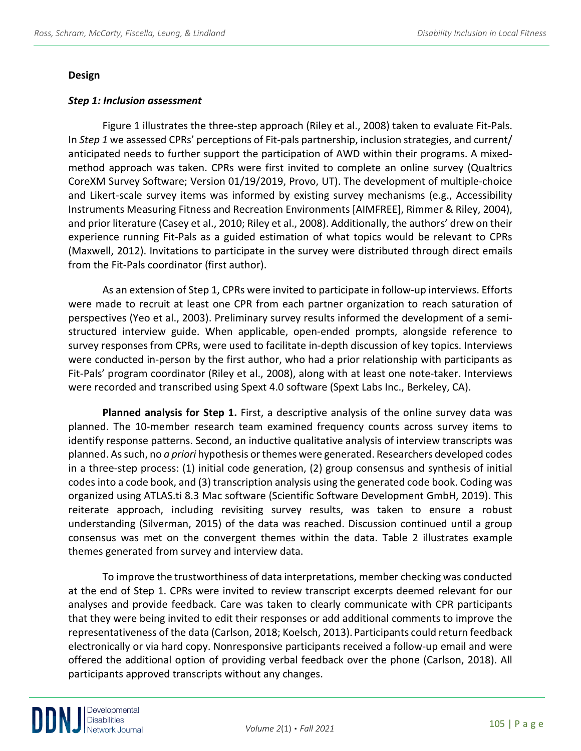## Design

### *Step 1: Inclusion assessment*

Figure 1 illustrates the three-step approach (Riley et al., 2008) taken to evaluate Fit-Pals. In *Step 1* we assessed CPRs' perceptions of Fit-pals partnership, inclusion strategies, and current/ anticipated needs to further support the participation of AWD within their programs. A mixed-method approach was taken. CPRs were first invited to complete an online survey (Qualtrics CoreXM Survey Software; Version 01/19/2019, Provo, UT). The development of multiple-choice and Likert-scale survey items was informed by existing survey mechanisms (e.g., Accessibility Instruments Measuring Fitness and Recreation Environments [AIMFREE], Rimmer & Riley, 2004), and prior literature (Casey et al., 2010; Riley et al., 2008). Additionally, the authors' drew on their experience running Fit-Pals as a guided estimation of what topics would be relevant to CPRs (Maxwell, 2012). Invitations to participate in the survey were distributed through direct emails from the Fit-Pals coordinator (first author).

As an extension of Step 1, CPRs were invited to participate in follow-up interviews. Efforts were made to recruit at least one CPR from each partner organization to reach saturation of perspectives (Yeo et al., 2003). Preliminary survey results informed the development of a semi-structured interview guide. When applicable, open-ended prompts, alongside reference to survey responses from CPRs, were used to facilitate in-depth discussion of key topics. Interviews were conducted in-person by the first author, who had a prior relationship with participants as Fit-Pals' program coordinator (Riley et al., 2008), along with at least one note-taker. Interviews were recorded and transcribed using Spext 4.0 software (Spext Labs Inc., Berkeley, CA).

**Planned analysis for Step 1.** First, a descriptive analysis of the online survey data was planned. The 10-member research team examined frequency counts across survey items to identify response patterns. Second, an inductive qualitative analysis of interview transcripts was planned. As such, no *a priori* hypothesis or themes were generated. Researchers developed codes in a three-step process: (1) initial code generation, (2) group consensus and synthesis of initial codes into a code book, and (3) transcription analysis using the generated code book. Coding was organized using ATLAS.ti 8.3 Mac software (Scientific Software Development GmbH, 2019). This reiterate approach, including revisiting survey results, was taken to ensure a robust understanding (Silverman, 2015) of the data was reached. Discussion continued until a group consensus was met on the convergent themes within the data. Table 2 illustrates example themes generated from survey and interview data.

To improve the trustworthiness of data interpretations, member checking was conducted at the end of Step 1. CPRs were invited to review transcript excerpts deemed relevant for our analyses and provide feedback. Care was taken to clearly communicate with CPR participants that they were being invited to edit their responses or add additional comments to improve the representativeness of the data (Carlson, 2018; Koelsch, 2013). Participants could return feedback electronically or via hard copy. Nonresponsive participants received a follow-up email and were offered the additional option of providing verbal feedback over the phone (Carlson, 2018). All participants approved transcripts without any changes.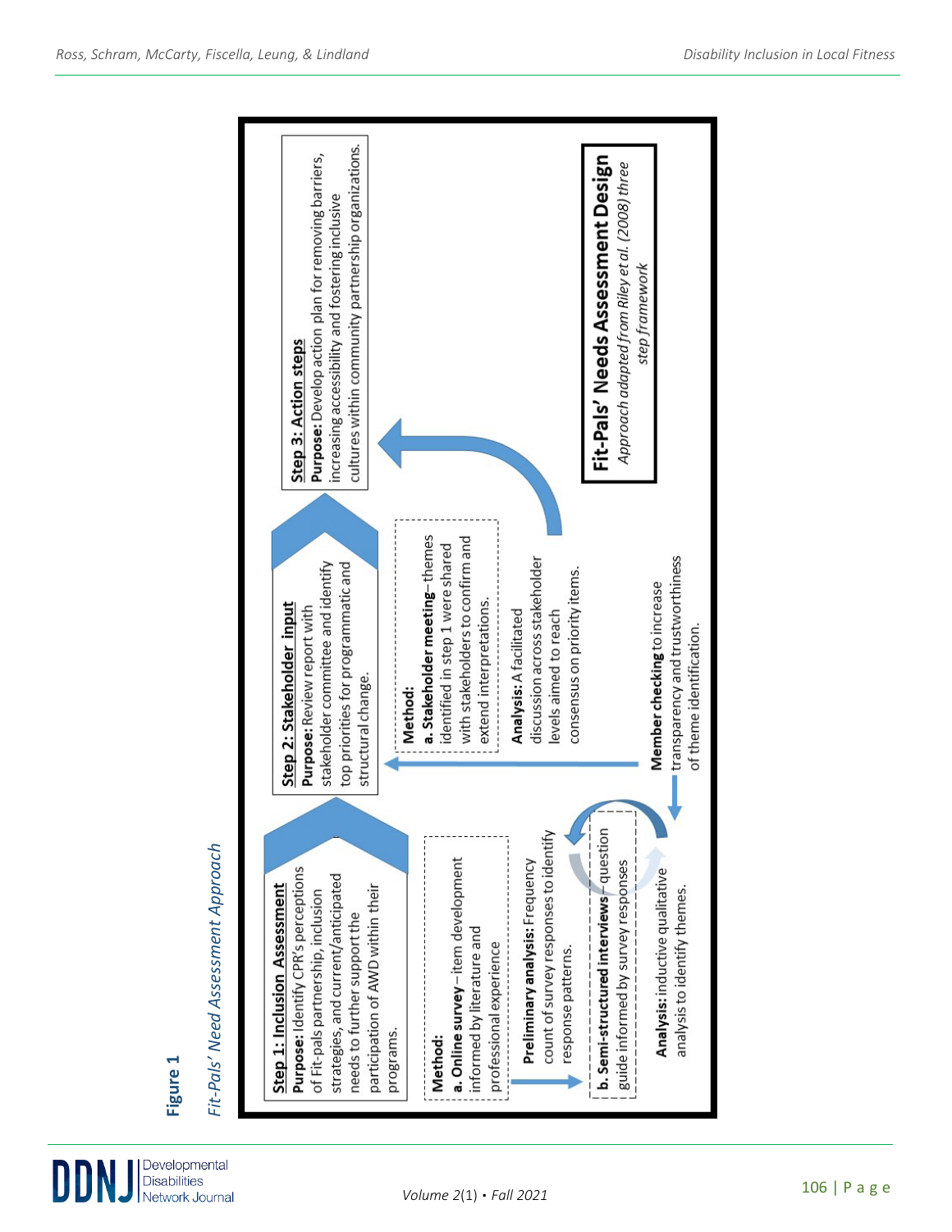**Figure 1**

*Fit-Pals' Need Assessment Approach*

**Fit-Pals' Needs Assessment Design**

*Approach adapted from Riley et al. (2008) three step framework*

**Step 1: Inclusion Assessment**

**Purpose:** Identify CPR's perceptions of Fit-pals partnership, inclusion strategies, and current/anticipated needs to further support the participation of AWD within their programs.

**Method:**

**a. Online survey** – item development informed by literature and professional experience

**Preliminary analysis:** Frequency count of survey responses to identify response patterns.

**b. Semi-structured interviews** – question guide informed by survey responses

**Analysis:** inductive qualitative analysis to identify themes.

**Member checking** to increase transparency and trustworthiness of theme identification.

**Step 2: Stakeholder input**

**Purpose:** Review report with stakeholder committee and identify top priorities for programmatic and structural change.

**Method:**

**a. Stakeholder meeting**–themes identified in step 1 were shared with stakeholders to confirm and extend interpretations.

**Analysis:** A facilitated discussion across stakeholder levels aimed to reach consensus on priority items.

**Step 3: Action steps**

**Purpose:** Develop action plan for removing barriers, increasing accessibility and fostering inclusive cultures within community partnership organizations.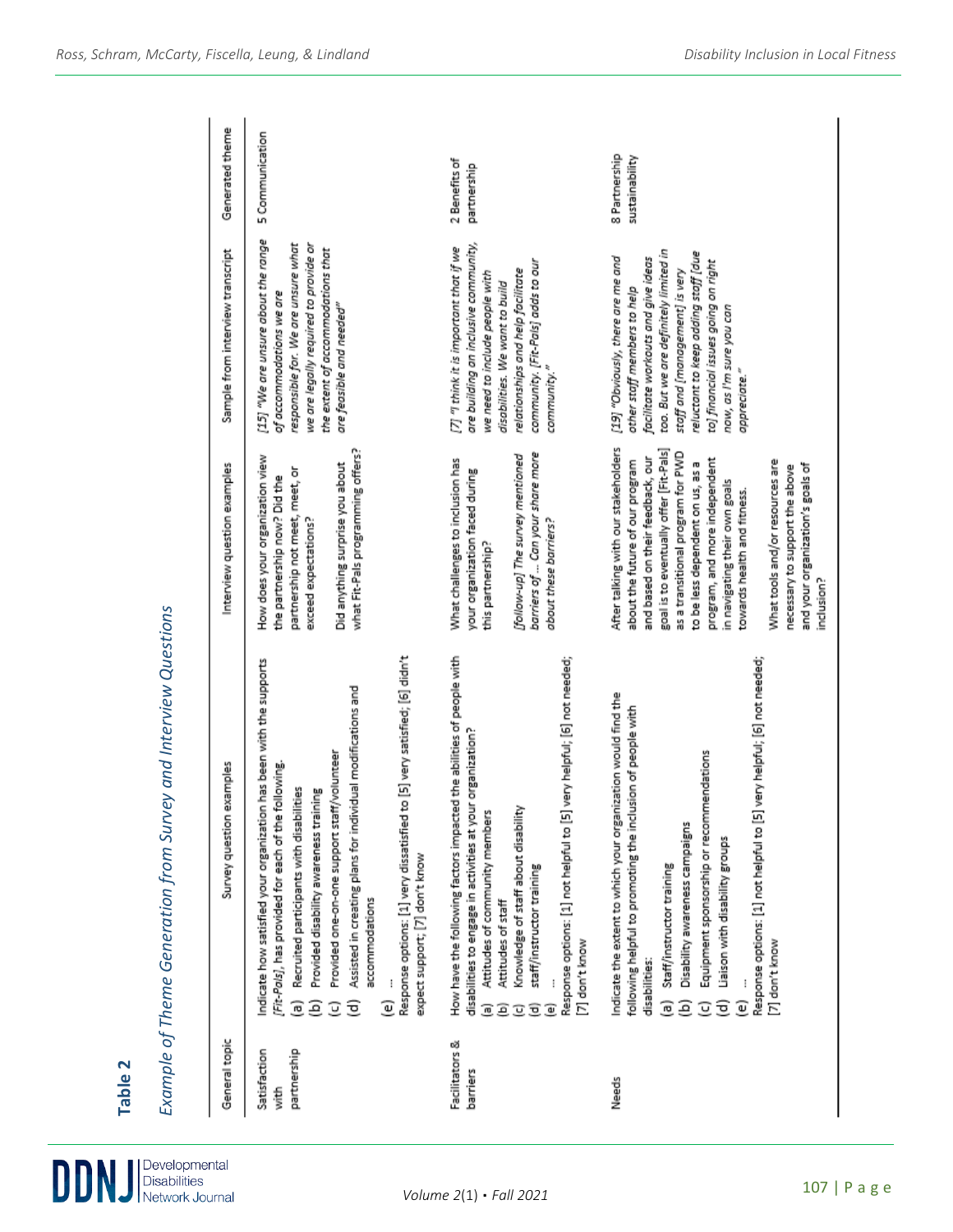**Table 2**

*Example of Theme Generation from Survey and Interview Questions*

| General topic | Survey question examples | Interview question examples | Sample from interview transcript | Generated theme |
|---|---|---|---|---|
| Satisfaction with partnership | Indicate how satisfied your organization has been with the supports *[Fit-Pals]*, has provided for each of the following.<br>(a) Recruited participants with disabilities<br>(b) Provided disability awareness training<br>(c) Provided one-on-one support staff/volunteer<br>(d) Assisted in creating plans for individual modifications and accommodations<br>(e) …<br>Response options: [1] very dissatisfied to [5] very satisfied; [6] didn't expect support; [7] don't know | How does your organization view the partnership now? Did the partnership not meet, meet, or exceed expectations?<br><br>Did anything surprise you about what Fit-Pals programming offers? | *[15] "We are unsure about the range of accommodations we are responsible for. We are unsure what we are legally required to provide or the extent of accommodations that are feasible and needed"* | 5 Communication |
| Facilitators & barriers | How have the following factors impacted the abilities of people with disabilities to engage in activities at your organization?<br>(a) Attitudes of community members<br>(b) Attitudes of staff<br>(c) Knowledge of staff about disability<br>(d) staff/instructor training<br>(e) …<br>Response options: [1] not helpful to [5] very helpful; [6] not needed; [7] don't know | What challenges to inclusion has your organization faced during this partnership?<br><br>*[follow-up] The survey mentioned barriers of … Can your share more about these barriers?* | *[7] "I think it is important that if we are building an inclusive community, we need to include people with disabilities. We want to build relationships and help facilitate community. [Fit-Pals] adds to our community."* | 2 Benefits of partnership |
| Needs | Indicate the extent to which your organization would find the following helpful to promoting the inclusion of people with disabilities:<br>(a) Staff/instructor training<br>(b) Disability awareness campaigns<br>(c) Equipment sponsorship or recommendations<br>(d) Liaison with disability groups<br>(e) …<br>Response options: [1] not helpful to [5] very helpful; [6] not needed; [7] don't know | After talking with our stakeholders about the future of our program and based on their feedback, our goal is to eventually offer [Fit-Pals] as a transitional program for PWD to be less dependent on us, as a program, and more independent in navigating their own goals towards health and fitness.<br><br>What tools and/or resources are necessary to support the above and your organization's goals of inclusion? | *[19] "Obviously, there are me and other staff members to help facilitate workouts and give ideas too. But we are definitely limited in staff and [management] is very reluctant to keep adding staff [due to] financial issues going on right now, as I'm sure you can appreciate."* | 8 Partnership sustainability |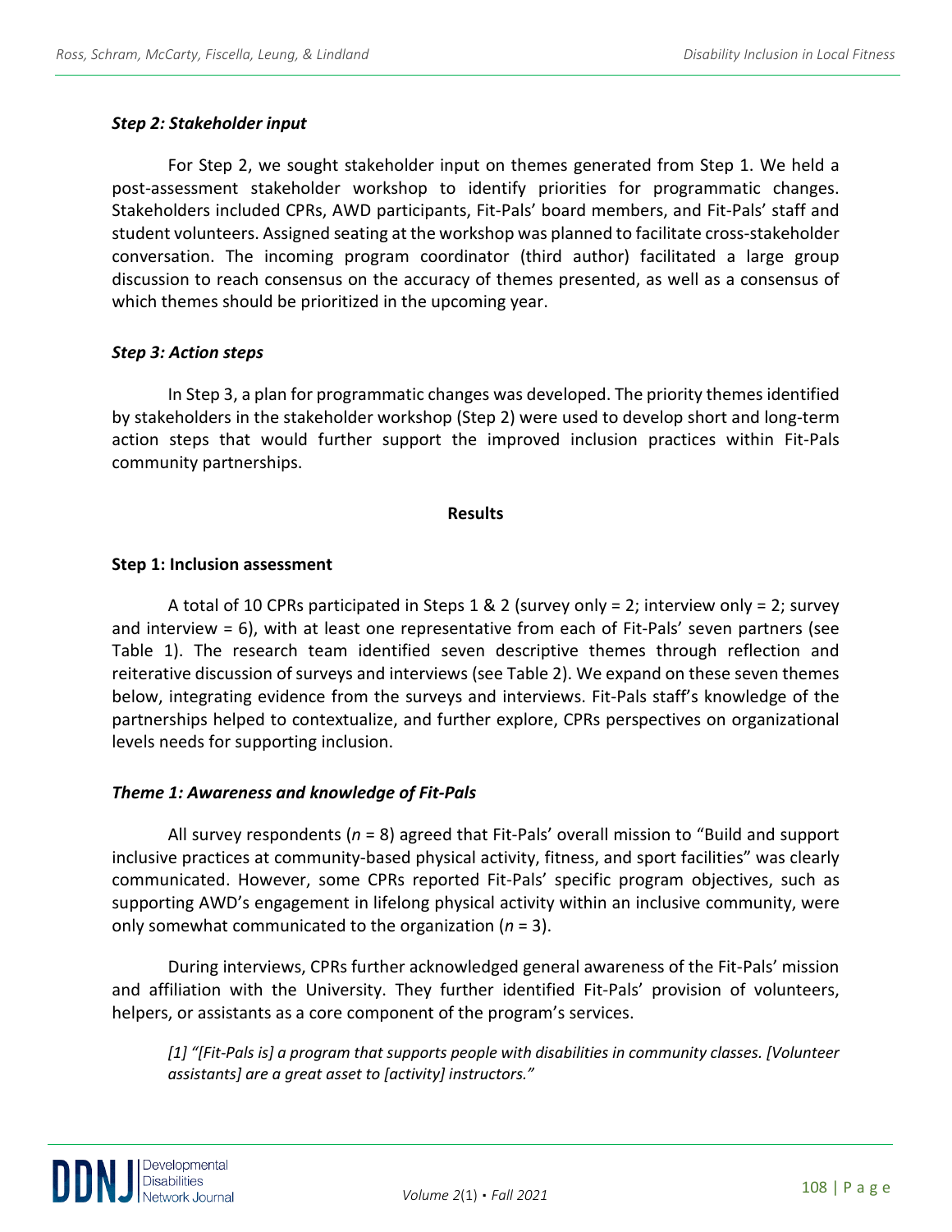### *Step 2: Stakeholder input*

For Step 2, we sought stakeholder input on themes generated from Step 1. We held a post-assessment stakeholder workshop to identify priorities for programmatic changes. Stakeholders included CPRs, AWD participants, Fit-Pals' board members, and Fit-Pals' staff and student volunteers. Assigned seating at the workshop was planned to facilitate cross-stakeholder conversation. The incoming program coordinator (third author) facilitated a large group discussion to reach consensus on the accuracy of themes presented, as well as a consensus of which themes should be prioritized in the upcoming year.

### *Step 3: Action steps*

In Step 3, a plan for programmatic changes was developed. The priority themes identified by stakeholders in the stakeholder workshop (Step 2) were used to develop short and long-term action steps that would further support the improved inclusion practices within Fit-Pals community partnerships.

## Results

### Step 1: Inclusion assessment

A total of 10 CPRs participated in Steps 1 & 2 (survey only = 2; interview only = 2; survey and interview = 6), with at least one representative from each of Fit-Pals' seven partners (see Table 1). The research team identified seven descriptive themes through reflection and reiterative discussion of surveys and interviews (see Table 2). We expand on these seven themes below, integrating evidence from the surveys and interviews. Fit-Pals staff's knowledge of the partnerships helped to contextualize, and further explore, CPRs perspectives on organizational levels needs for supporting inclusion.

### *Theme 1: Awareness and knowledge of Fit-Pals*

All survey respondents ($n$ = 8) agreed that Fit-Pals' overall mission to "Build and support inclusive practices at community-based physical activity, fitness, and sport facilities" was clearly communicated. However, some CPRs reported Fit-Pals' specific program objectives, such as supporting AWD's engagement in lifelong physical activity within an inclusive community, were only somewhat communicated to the organization ($n$ = 3).

During interviews, CPRs further acknowledged general awareness of the Fit-Pals' mission and affiliation with the University. They further identified Fit-Pals' provision of volunteers, helpers, or assistants as a core component of the program's services.

> *[1] "[Fit-Pals is] a program that supports people with disabilities in community classes. [Volunteer assistants] are a great asset to [activity] instructors."*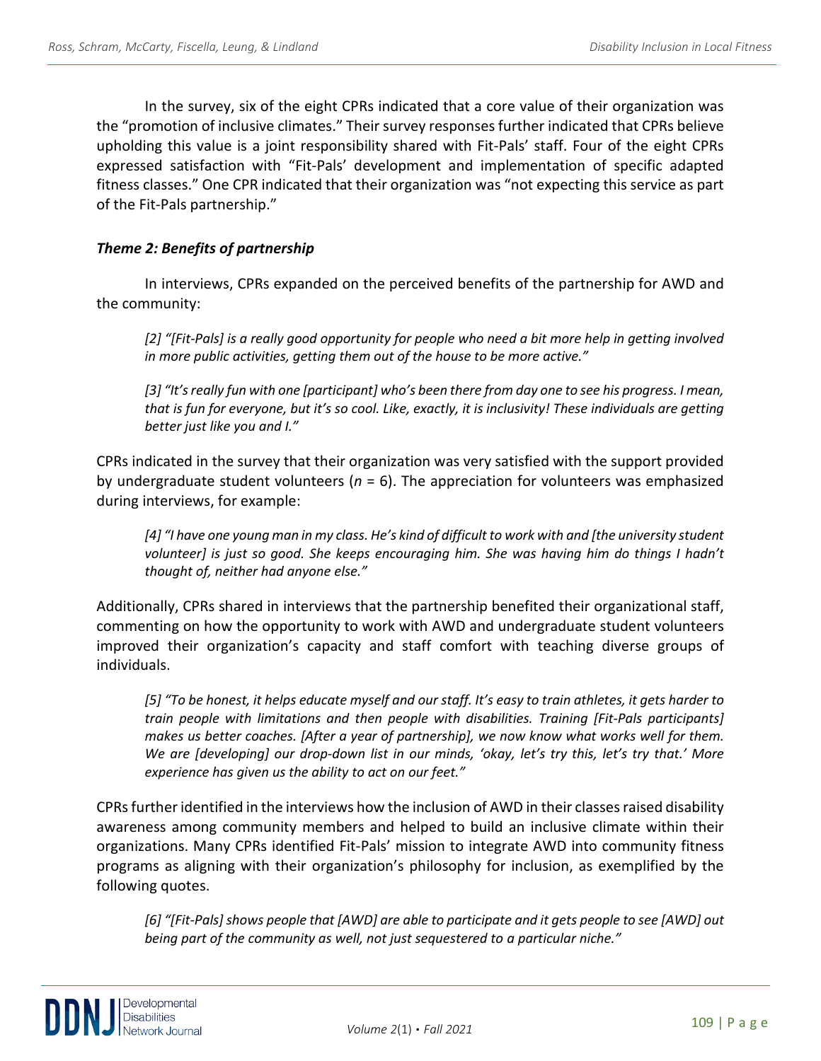In the survey, six of the eight CPRs indicated that a core value of their organization was the "promotion of inclusive climates." Their survey responses further indicated that CPRs believe upholding this value is a joint responsibility shared with Fit-Pals' staff. Four of the eight CPRs expressed satisfaction with "Fit-Pals' development and implementation of specific adapted fitness classes." One CPR indicated that their organization was "not expecting this service as part of the Fit-Pals partnership."

### *Theme 2: Benefits of partnership*

In interviews, CPRs expanded on the perceived benefits of the partnership for AWD and the community:

> *[2] "[Fit-Pals] is a really good opportunity for people who need a bit more help in getting involved in more public activities, getting them out of the house to be more active."*

> *[3] "It's really fun with one [participant] who's been there from day one to see his progress. I mean, that is fun for everyone, but it's so cool. Like, exactly, it is inclusivity! These individuals are getting better just like you and I."*

CPRs indicated in the survey that their organization was very satisfied with the support provided by undergraduate student volunteers ($n$ = 6). The appreciation for volunteers was emphasized during interviews, for example:

> *[4] "I have one young man in my class. He's kind of difficult to work with and [the university student volunteer] is just so good. She keeps encouraging him. She was having him do things I hadn't thought of, neither had anyone else."*

Additionally, CPRs shared in interviews that the partnership benefited their organizational staff, commenting on how the opportunity to work with AWD and undergraduate student volunteers improved their organization's capacity and staff comfort with teaching diverse groups of individuals.

> *[5] "To be honest, it helps educate myself and our staff. It's easy to train athletes, it gets harder to train people with limitations and then people with disabilities. Training [Fit-Pals participants] makes us better coaches. [After a year of partnership], we now know what works well for them. We are [developing] our drop-down list in our minds, 'okay, let's try this, let's try that.' More experience has given us the ability to act on our feet."*

CPRs further identified in the interviews how the inclusion of AWD in their classes raised disability awareness among community members and helped to build an inclusive climate within their organizations. Many CPRs identified Fit-Pals' mission to integrate AWD into community fitness programs as aligning with their organization's philosophy for inclusion, as exemplified by the following quotes.

> *[6] "[Fit-Pals] shows people that [AWD] are able to participate and it gets people to see [AWD] out being part of the community as well, not just sequestered to a particular niche."*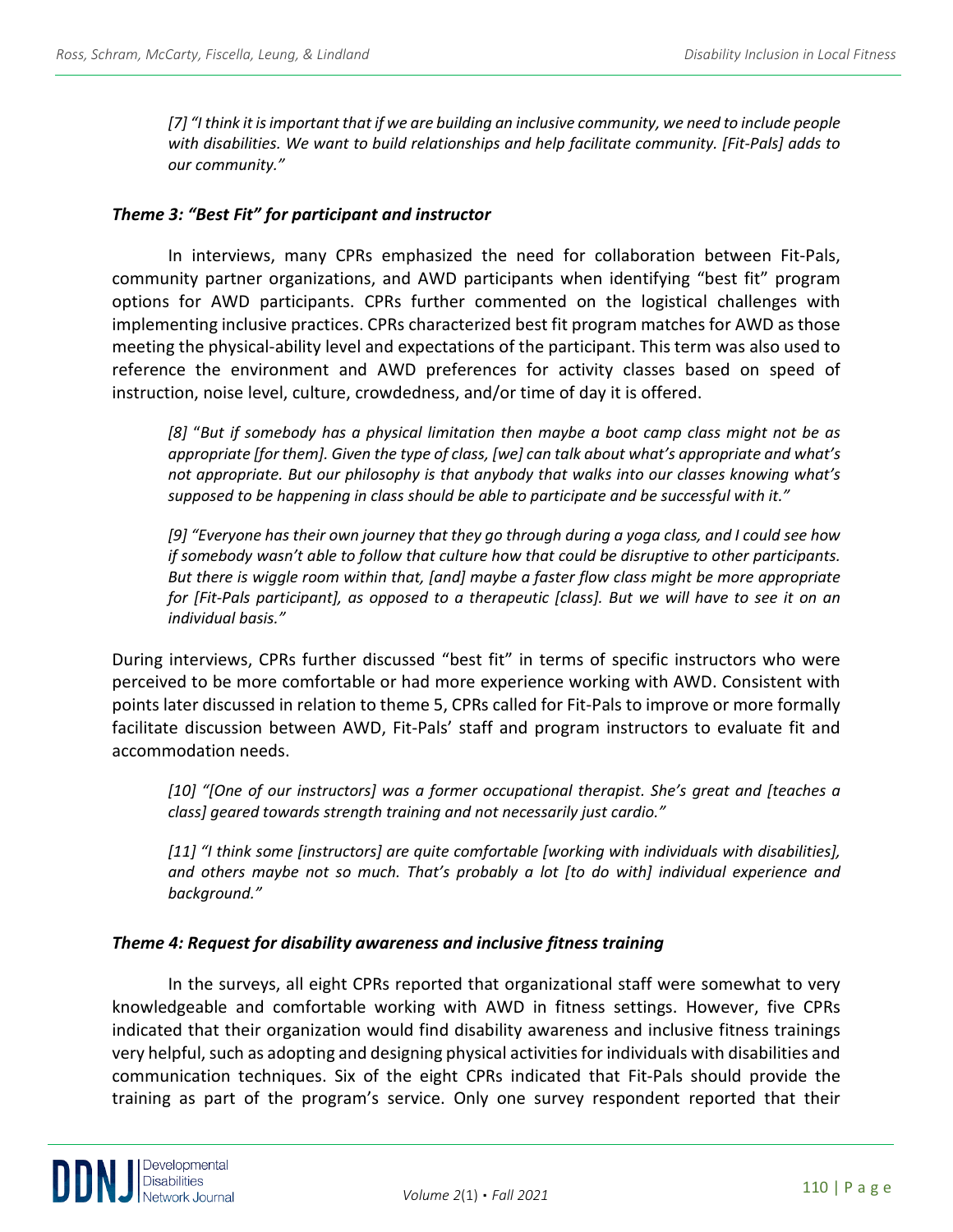*[7] "I think it is important that if we are building an inclusive community, we need to include people with disabilities. We want to build relationships and help facilitate community. [Fit-Pals] adds to our community."*

### *Theme 3: "Best Fit" for participant and instructor*

In interviews, many CPRs emphasized the need for collaboration between Fit-Pals, community partner organizations, and AWD participants when identifying "best fit" program options for AWD participants. CPRs further commented on the logistical challenges with implementing inclusive practices. CPRs characterized best fit program matches for AWD as those meeting the physical-ability level and expectations of the participant. This term was also used to reference the environment and AWD preferences for activity classes based on speed of instruction, noise level, culture, crowdedness, and/or time of day it is offered.

*[8] "But if somebody has a physical limitation then maybe a boot camp class might not be as appropriate [for them]. Given the type of class, [we] can talk about what's appropriate and what's not appropriate. But our philosophy is that anybody that walks into our classes knowing what's supposed to be happening in class should be able to participate and be successful with it."*

*[9] "Everyone has their own journey that they go through during a yoga class, and I could see how if somebody wasn't able to follow that culture how that could be disruptive to other participants. But there is wiggle room within that, [and] maybe a faster flow class might be more appropriate for [Fit-Pals participant], as opposed to a therapeutic [class]. But we will have to see it on an individual basis."*

During interviews, CPRs further discussed "best fit" in terms of specific instructors who were perceived to be more comfortable or had more experience working with AWD. Consistent with points later discussed in relation to theme 5, CPRs called for Fit-Pals to improve or more formally facilitate discussion between AWD, Fit-Pals' staff and program instructors to evaluate fit and accommodation needs.

*[10] "[One of our instructors] was a former occupational therapist. She's great and [teaches a class] geared towards strength training and not necessarily just cardio."*

*[11] "I think some [instructors] are quite comfortable [working with individuals with disabilities], and others maybe not so much. That's probably a lot [to do with] individual experience and background."*

### *Theme 4: Request for disability awareness and inclusive fitness training*

In the surveys, all eight CPRs reported that organizational staff were somewhat to very knowledgeable and comfortable working with AWD in fitness settings. However, five CPRs indicated that their organization would find disability awareness and inclusive fitness trainings very helpful, such as adopting and designing physical activities for individuals with disabilities and communication techniques. Six of the eight CPRs indicated that Fit-Pals should provide the training as part of the program's service. Only one survey respondent reported that their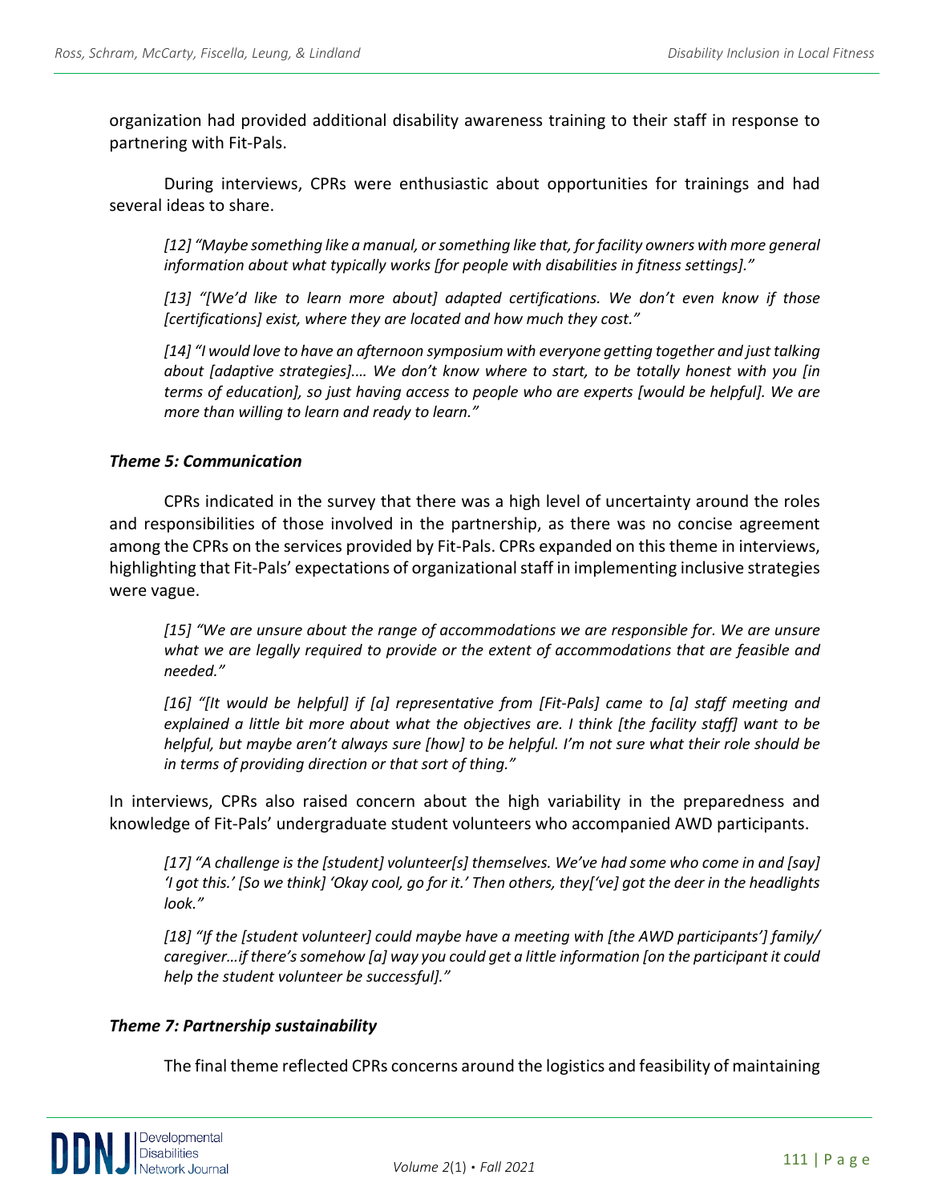organization had provided additional disability awareness training to their staff in response to partnering with Fit-Pals.

During interviews, CPRs were enthusiastic about opportunities for trainings and had several ideas to share.

> *[12] "Maybe something like a manual, or something like that, for facility owners with more general information about what typically works [for people with disabilities in fitness settings]."*
>
> *[13] "[We'd like to learn more about] adapted certifications. We don't even know if those [certifications] exist, where they are located and how much they cost."*
>
> *[14] "I would love to have an afternoon symposium with everyone getting together and just talking about [adaptive strategies].… We don't know where to start, to be totally honest with you [in terms of education], so just having access to people who are experts [would be helpful]. We are more than willing to learn and ready to learn."*

### *Theme 5: Communication*

CPRs indicated in the survey that there was a high level of uncertainty around the roles and responsibilities of those involved in the partnership, as there was no concise agreement among the CPRs on the services provided by Fit-Pals. CPRs expanded on this theme in interviews, highlighting that Fit-Pals' expectations of organizational staff in implementing inclusive strategies were vague.

> *[15] "We are unsure about the range of accommodations we are responsible for. We are unsure what we are legally required to provide or the extent of accommodations that are feasible and needed."*
>
> *[16] "[It would be helpful] if [a] representative from [Fit-Pals] came to [a] staff meeting and explained a little bit more about what the objectives are. I think [the facility staff] want to be helpful, but maybe aren't always sure [how] to be helpful. I'm not sure what their role should be in terms of providing direction or that sort of thing."*

In interviews, CPRs also raised concern about the high variability in the preparedness and knowledge of Fit-Pals' undergraduate student volunteers who accompanied AWD participants.

> *[17] "A challenge is the [student] volunteer[s] themselves. We've had some who come in and [say] 'I got this.' [So we think] 'Okay cool, go for it.' Then others, they['ve] got the deer in the headlights look."*
>
> *[18] "If the [student volunteer] could maybe have a meeting with [the AWD participants'] family/ caregiver…if there's somehow [a] way you could get a little information [on the participant it could help the student volunteer be successful]."*

### *Theme 7: Partnership sustainability*

The final theme reflected CPRs concerns around the logistics and feasibility of maintaining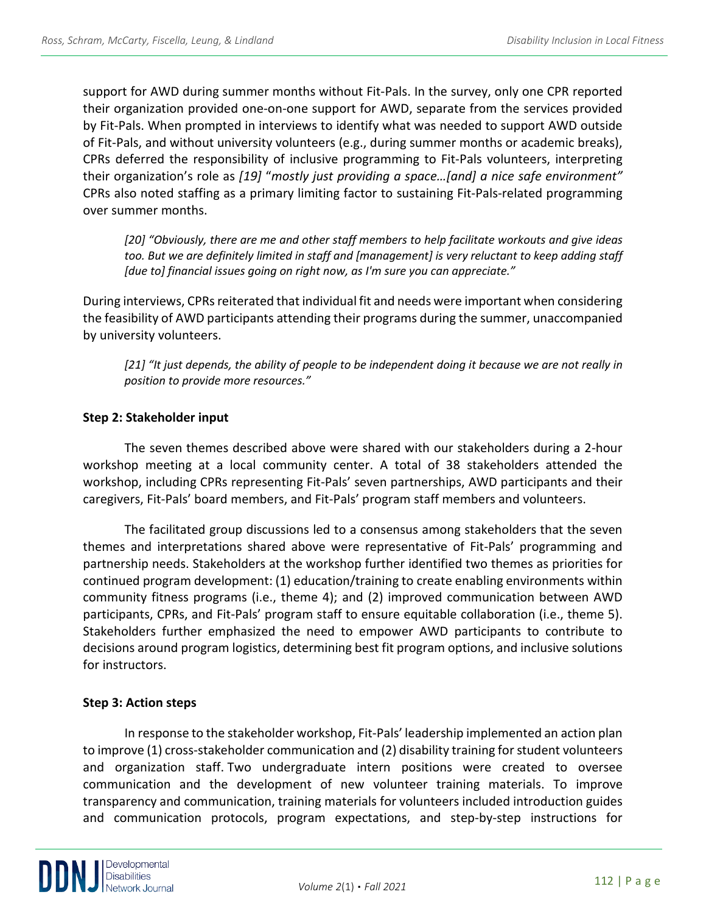support for AWD during summer months without Fit-Pals. In the survey, only one CPR reported their organization provided one-on-one support for AWD, separate from the services provided by Fit-Pals. When prompted in interviews to identify what was needed to support AWD outside of Fit-Pals, and without university volunteers (e.g., during summer months or academic breaks), CPRs deferred the responsibility of inclusive programming to Fit-Pals volunteers, interpreting their organization's role as *[19]* "*mostly just providing a space…[and] a nice safe environment"* CPRs also noted staffing as a primary limiting factor to sustaining Fit-Pals-related programming over summer months.

> *[20] "Obviously, there are me and other staff members to help facilitate workouts and give ideas too. But we are definitely limited in staff and [management] is very reluctant to keep adding staff [due to] financial issues going on right now, as I'm sure you can appreciate."*

During interviews, CPRs reiterated that individual fit and needs were important when considering the feasibility of AWD participants attending their programs during the summer, unaccompanied by university volunteers.

> *[21] "It just depends, the ability of people to be independent doing it because we are not really in position to provide more resources."*

**Step 2: Stakeholder input**

The seven themes described above were shared with our stakeholders during a 2-hour workshop meeting at a local community center. A total of 38 stakeholders attended the workshop, including CPRs representing Fit-Pals' seven partnerships, AWD participants and their caregivers, Fit-Pals' board members, and Fit-Pals' program staff members and volunteers.

The facilitated group discussions led to a consensus among stakeholders that the seven themes and interpretations shared above were representative of Fit-Pals' programming and partnership needs. Stakeholders at the workshop further identified two themes as priorities for continued program development: (1) education/training to create enabling environments within community fitness programs (i.e., theme 4); and (2) improved communication between AWD participants, CPRs, and Fit-Pals' program staff to ensure equitable collaboration (i.e., theme 5). Stakeholders further emphasized the need to empower AWD participants to contribute to decisions around program logistics, determining best fit program options, and inclusive solutions for instructors.

**Step 3: Action steps**

In response to the stakeholder workshop, Fit-Pals' leadership implemented an action plan to improve (1) cross-stakeholder communication and (2) disability training for student volunteers and organization staff. Two undergraduate intern positions were created to oversee communication and the development of new volunteer training materials. To improve transparency and communication, training materials for volunteers included introduction guides and communication protocols, program expectations, and step-by-step instructions for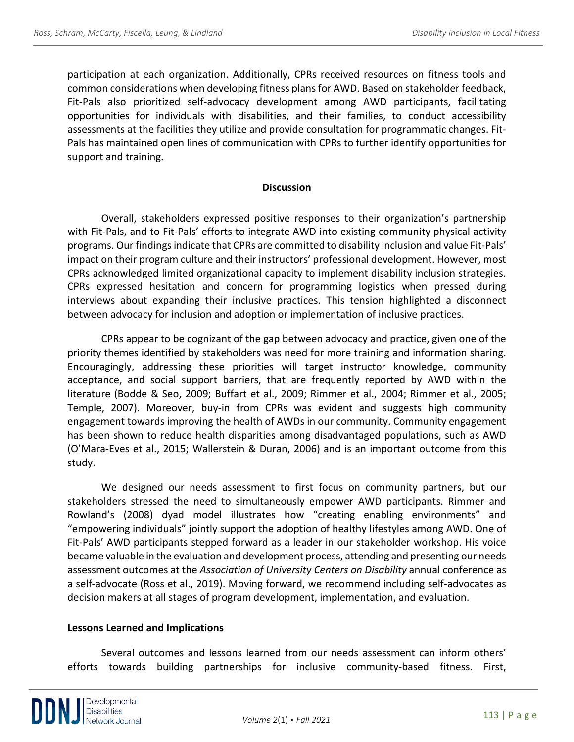participation at each organization. Additionally, CPRs received resources on fitness tools and common considerations when developing fitness plans for AWD. Based on stakeholder feedback, Fit-Pals also prioritized self-advocacy development among AWD participants, facilitating opportunities for individuals with disabilities, and their families, to conduct accessibility assessments at the facilities they utilize and provide consultation for programmatic changes. Fit-Pals has maintained open lines of communication with CPRs to further identify opportunities for support and training.

## Discussion

Overall, stakeholders expressed positive responses to their organization's partnership with Fit-Pals, and to Fit-Pals' efforts to integrate AWD into existing community physical activity programs. Our findings indicate that CPRs are committed to disability inclusion and value Fit-Pals' impact on their program culture and their instructors' professional development. However, most CPRs acknowledged limited organizational capacity to implement disability inclusion strategies. CPRs expressed hesitation and concern for programming logistics when pressed during interviews about expanding their inclusive practices. This tension highlighted a disconnect between advocacy for inclusion and adoption or implementation of inclusive practices.

CPRs appear to be cognizant of the gap between advocacy and practice, given one of the priority themes identified by stakeholders was need for more training and information sharing. Encouragingly, addressing these priorities will target instructor knowledge, community acceptance, and social support barriers, that are frequently reported by AWD within the literature (Bodde & Seo, 2009; Buffart et al., 2009; Rimmer et al., 2004; Rimmer et al., 2005; Temple, 2007). Moreover, buy-in from CPRs was evident and suggests high community engagement towards improving the health of AWDs in our community. Community engagement has been shown to reduce health disparities among disadvantaged populations, such as AWD (O'Mara-Eves et al., 2015; Wallerstein & Duran, 2006) and is an important outcome from this study.

We designed our needs assessment to first focus on community partners, but our stakeholders stressed the need to simultaneously empower AWD participants. Rimmer and Rowland's (2008) dyad model illustrates how "creating enabling environments" and "empowering individuals" jointly support the adoption of healthy lifestyles among AWD. One of Fit-Pals' AWD participants stepped forward as a leader in our stakeholder workshop. His voice became valuable in the evaluation and development process, attending and presenting our needs assessment outcomes at the *Association of University Centers on Disability* annual conference as a self-advocate (Ross et al., 2019). Moving forward, we recommend including self-advocates as decision makers at all stages of program development, implementation, and evaluation.

### Lessons Learned and Implications

Several outcomes and lessons learned from our needs assessment can inform others' efforts towards building partnerships for inclusive community-based fitness. First,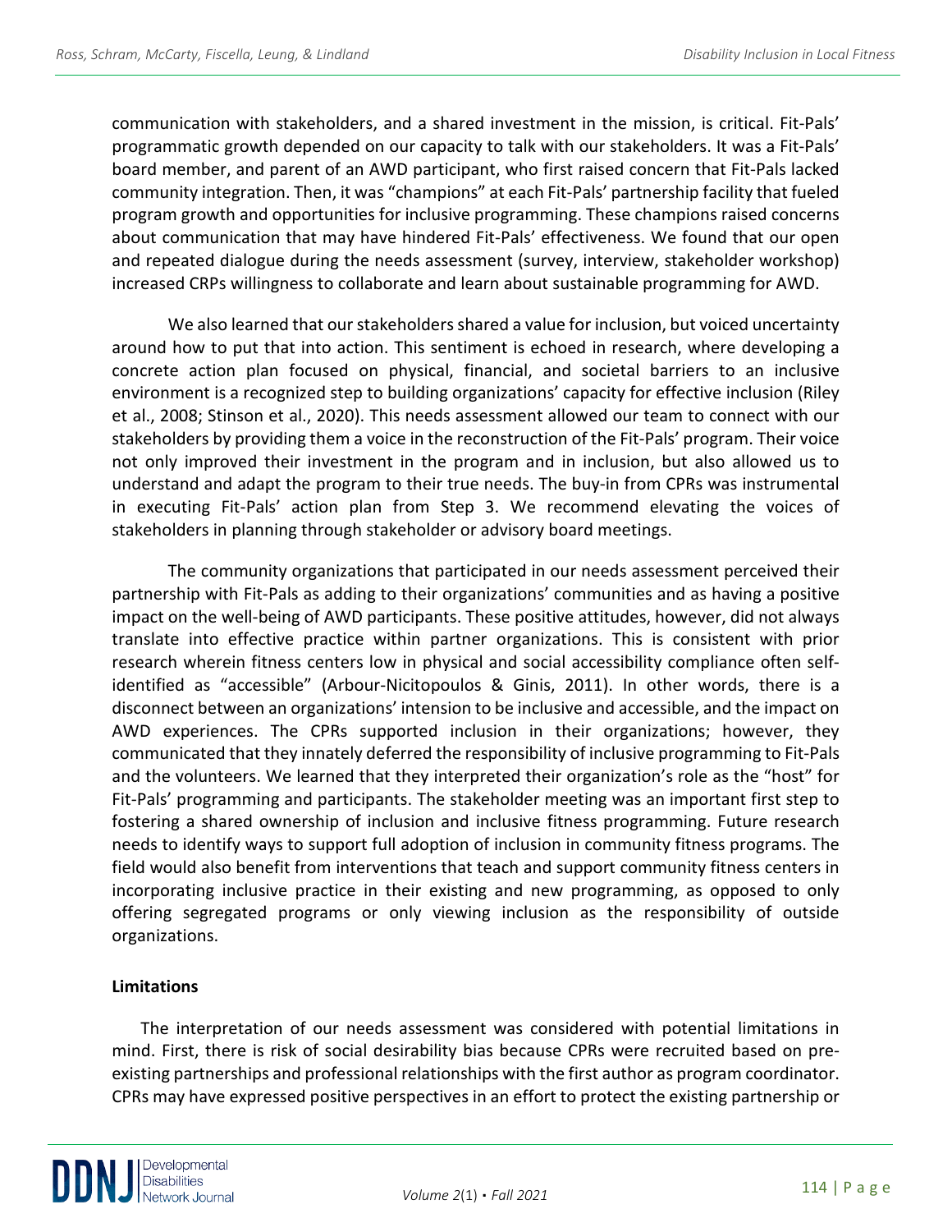communication with stakeholders, and a shared investment in the mission, is critical. Fit-Pals' programmatic growth depended on our capacity to talk with our stakeholders. It was a Fit-Pals' board member, and parent of an AWD participant, who first raised concern that Fit-Pals lacked community integration. Then, it was "champions" at each Fit-Pals' partnership facility that fueled program growth and opportunities for inclusive programming. These champions raised concerns about communication that may have hindered Fit-Pals' effectiveness. We found that our open and repeated dialogue during the needs assessment (survey, interview, stakeholder workshop) increased CRPs willingness to collaborate and learn about sustainable programming for AWD.

We also learned that our stakeholders shared a value for inclusion, but voiced uncertainty around how to put that into action. This sentiment is echoed in research, where developing a concrete action plan focused on physical, financial, and societal barriers to an inclusive environment is a recognized step to building organizations' capacity for effective inclusion (Riley et al., 2008; Stinson et al., 2020). This needs assessment allowed our team to connect with our stakeholders by providing them a voice in the reconstruction of the Fit-Pals' program. Their voice not only improved their investment in the program and in inclusion, but also allowed us to understand and adapt the program to their true needs. The buy-in from CPRs was instrumental in executing Fit-Pals' action plan from Step 3. We recommend elevating the voices of stakeholders in planning through stakeholder or advisory board meetings.

The community organizations that participated in our needs assessment perceived their partnership with Fit-Pals as adding to their organizations' communities and as having a positive impact on the well-being of AWD participants. These positive attitudes, however, did not always translate into effective practice within partner organizations. This is consistent with prior research wherein fitness centers low in physical and social accessibility compliance often self-identified as "accessible" (Arbour-Nicitopoulos & Ginis, 2011). In other words, there is a disconnect between an organizations' intension to be inclusive and accessible, and the impact on AWD experiences. The CPRs supported inclusion in their organizations; however, they communicated that they innately deferred the responsibility of inclusive programming to Fit-Pals and the volunteers. We learned that they interpreted their organization's role as the "host" for Fit-Pals' programming and participants. The stakeholder meeting was an important first step to fostering a shared ownership of inclusion and inclusive fitness programming. Future research needs to identify ways to support full adoption of inclusion in community fitness programs. The field would also benefit from interventions that teach and support community fitness centers in incorporating inclusive practice in their existing and new programming, as opposed to only offering segregated programs or only viewing inclusion as the responsibility of outside organizations.

**Limitations**

The interpretation of our needs assessment was considered with potential limitations in mind. First, there is risk of social desirability bias because CPRs were recruited based on pre-existing partnerships and professional relationships with the first author as program coordinator. CPRs may have expressed positive perspectives in an effort to protect the existing partnership or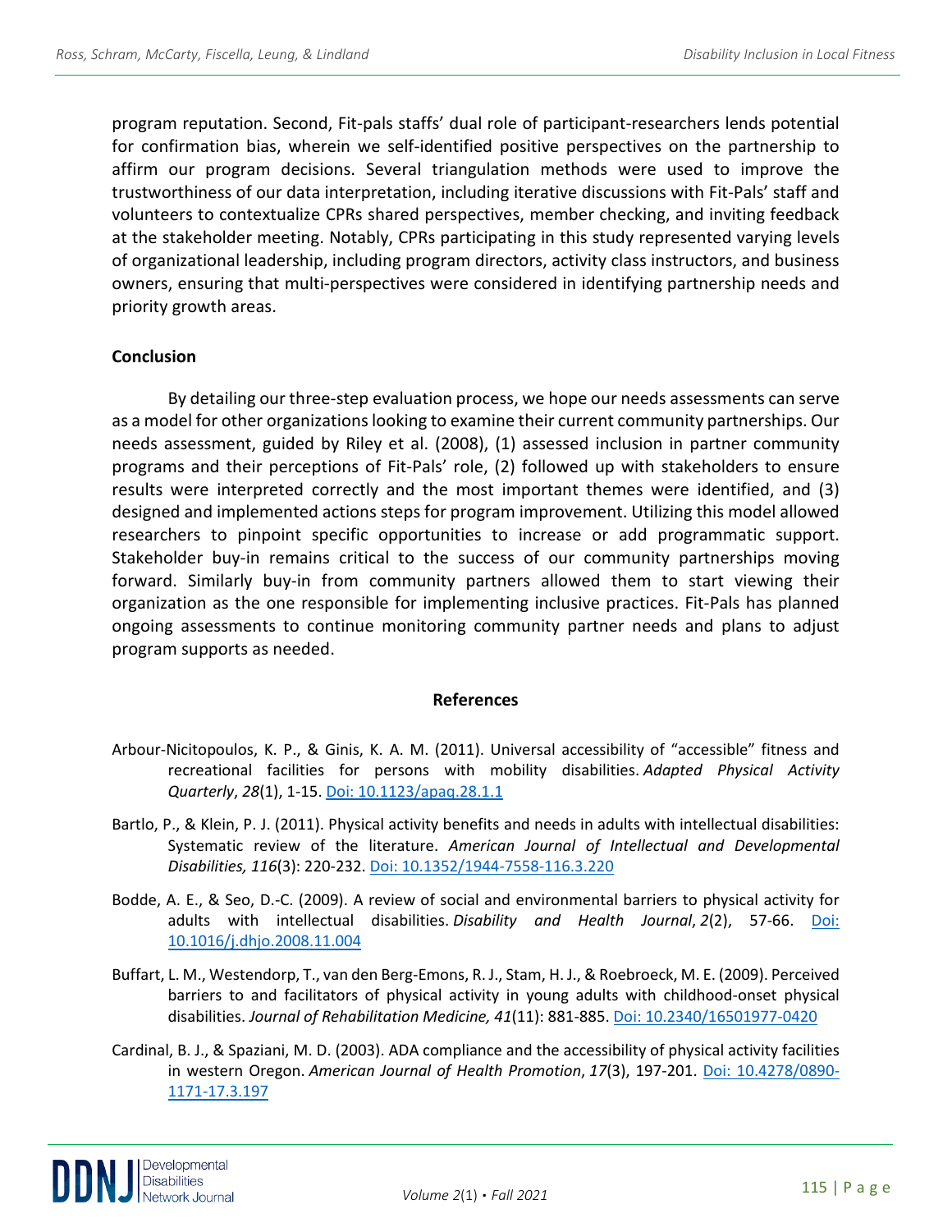program reputation. Second, Fit-pals staffs' dual role of participant-researchers lends potential for confirmation bias, wherein we self-identified positive perspectives on the partnership to affirm our program decisions. Several triangulation methods were used to improve the trustworthiness of our data interpretation, including iterative discussions with Fit-Pals' staff and volunteers to contextualize CPRs shared perspectives, member checking, and inviting feedback at the stakeholder meeting. Notably, CPRs participating in this study represented varying levels of organizational leadership, including program directors, activity class instructors, and business owners, ensuring that multi-perspectives were considered in identifying partnership needs and priority growth areas.

## Conclusion

By detailing our three-step evaluation process, we hope our needs assessments can serve as a model for other organizations looking to examine their current community partnerships. Our needs assessment, guided by Riley et al. (2008), (1) assessed inclusion in partner community programs and their perceptions of Fit-Pals' role, (2) followed up with stakeholders to ensure results were interpreted correctly and the most important themes were identified, and (3) designed and implemented actions steps for program improvement. Utilizing this model allowed researchers to pinpoint specific opportunities to increase or add programmatic support. Stakeholder buy-in remains critical to the success of our community partnerships moving forward. Similarly buy-in from community partners allowed them to start viewing their organization as the one responsible for implementing inclusive practices. Fit-Pals has planned ongoing assessments to continue monitoring community partner needs and plans to adjust program supports as needed.

## References

Arbour-Nicitopoulos, K. P., & Ginis, K. A. M. (2011). Universal accessibility of "accessible" fitness and recreational facilities for persons with mobility disabilities. *Adapted Physical Activity Quarterly*, *28*(1), 1-15. Doi: 10.1123/apaq.28.1.1

Bartlo, P., & Klein, P. J. (2011). Physical activity benefits and needs in adults with intellectual disabilities: Systematic review of the literature. *American Journal of Intellectual and Developmental Disabilities, 116*(3): 220-232. Doi: 10.1352/1944-7558-116.3.220

Bodde, A. E., & Seo, D.-C. (2009). A review of social and environmental barriers to physical activity for adults with intellectual disabilities. *Disability and Health Journal*, *2*(2), 57-66. Doi: 10.1016/j.dhjo.2008.11.004

Buffart, L. M., Westendorp, T., van den Berg-Emons, R. J., Stam, H. J., & Roebroeck, M. E. (2009). Perceived barriers to and facilitators of physical activity in young adults with childhood-onset physical disabilities. *Journal of Rehabilitation Medicine, 41*(11): 881-885. Doi: 10.2340/16501977-0420

Cardinal, B. J., & Spaziani, M. D. (2003). ADA compliance and the accessibility of physical activity facilities in western Oregon. *American Journal of Health Promotion*, *17*(3), 197-201. Doi: 10.4278/0890-1171-17.3.197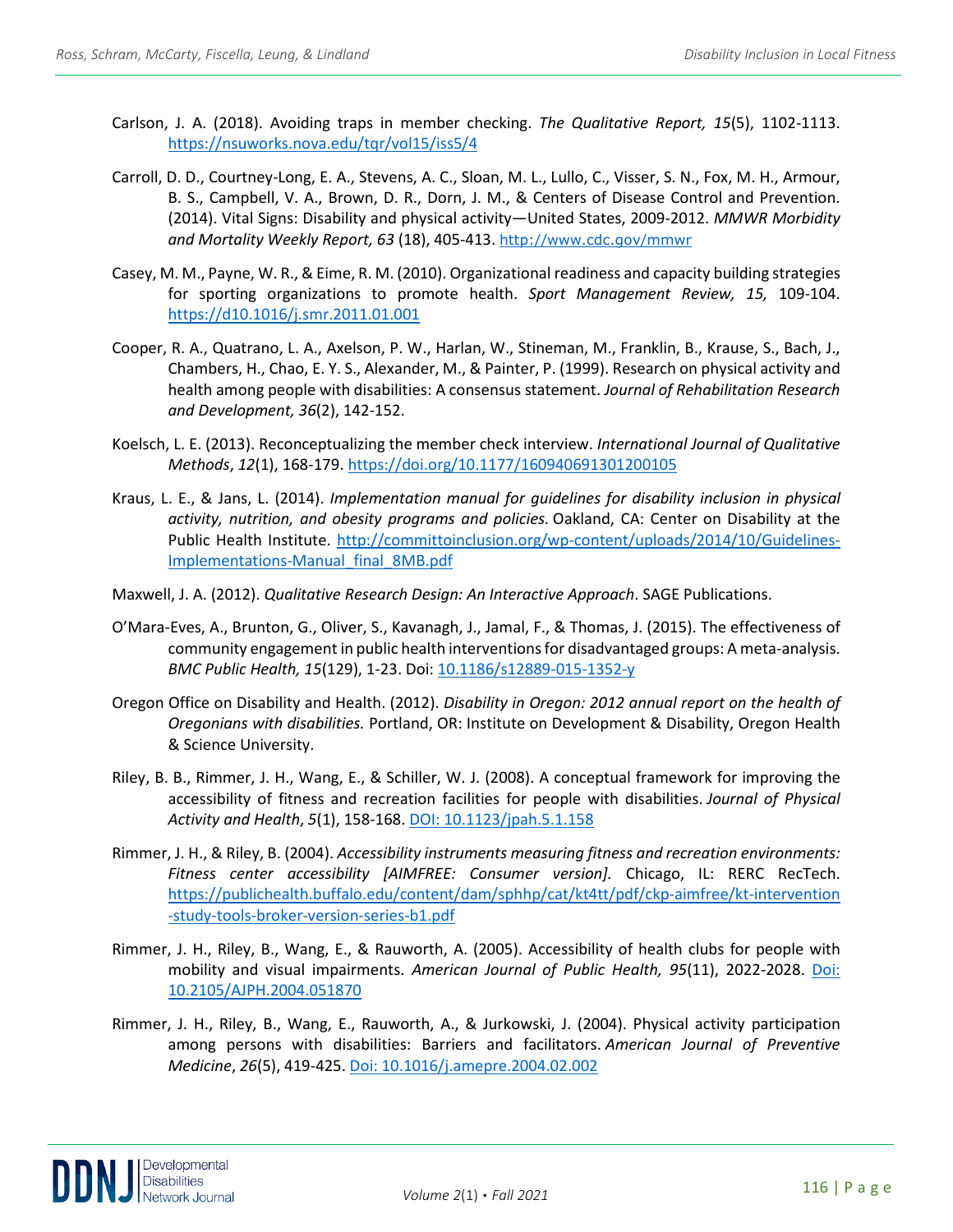Carlson, J. A. (2018). Avoiding traps in member checking. *The Qualitative Report, 15*(5), 1102-1113. https://nsuworks.nova.edu/tqr/vol15/iss5/4

Carroll, D. D., Courtney-Long, E. A., Stevens, A. C., Sloan, M. L., Lullo, C., Visser, S. N., Fox, M. H., Armour, B. S., Campbell, V. A., Brown, D. R., Dorn, J. M., & Centers of Disease Control and Prevention. (2014). Vital Signs: Disability and physical activity—United States, 2009-2012. *MMWR Morbidity and Mortality Weekly Report, 63* (18), 405-413. http://www.cdc.gov/mmwr

Casey, M. M., Payne, W. R., & Eime, R. M. (2010). Organizational readiness and capacity building strategies for sporting organizations to promote health. *Sport Management Review, 15,* 109-104. https://d10.1016/j.smr.2011.01.001

Cooper, R. A., Quatrano, L. A., Axelson, P. W., Harlan, W., Stineman, M., Franklin, B., Krause, S., Bach, J., Chambers, H., Chao, E. Y. S., Alexander, M., & Painter, P. (1999). Research on physical activity and health among people with disabilities: A consensus statement. *Journal of Rehabilitation Research and Development, 36*(2), 142-152.

Koelsch, L. E. (2013). Reconceptualizing the member check interview. *International Journal of Qualitative Methods*, *12*(1), 168-179. https://doi.org/10.1177/160940691301200105

Kraus, L. E., & Jans, L. (2014). *Implementation manual for guidelines for disability inclusion in physical activity, nutrition, and obesity programs and policies.* Oakland, CA: Center on Disability at the Public Health Institute. http://committoinclusion.org/wp-content/uploads/2014/10/Guidelines-Implementations-Manual_final_8MB.pdf

Maxwell, J. A. (2012). *Qualitative Research Design: An Interactive Approach*. SAGE Publications.

O'Mara-Eves, A., Brunton, G., Oliver, S., Kavanagh, J., Jamal, F., & Thomas, J. (2015). The effectiveness of community engagement in public health interventions for disadvantaged groups: A meta-analysis. *BMC Public Health, 15*(129), 1-23. Doi: 10.1186/s12889-015-1352-y

Oregon Office on Disability and Health. (2012). *Disability in Oregon: 2012 annual report on the health of Oregonians with disabilities.* Portland, OR: Institute on Development & Disability, Oregon Health & Science University.

Riley, B. B., Rimmer, J. H., Wang, E., & Schiller, W. J. (2008). A conceptual framework for improving the accessibility of fitness and recreation facilities for people with disabilities. *Journal of Physical Activity and Health*, *5*(1), 158-168. DOI: 10.1123/jpah.5.1.158

Rimmer, J. H., & Riley, B. (2004). *Accessibility instruments measuring fitness and recreation environments: Fitness center accessibility [AIMFREE: Consumer version].* Chicago, IL: RERC RecTech. https://publichealth.buffalo.edu/content/dam/sphhp/cat/kt4tt/pdf/ckp-aimfree/kt-intervention-study-tools-broker-version-series-b1.pdf

Rimmer, J. H., Riley, B., Wang, E., & Rauworth, A. (2005). Accessibility of health clubs for people with mobility and visual impairments. *American Journal of Public Health, 95*(11), 2022-2028. Doi: 10.2105/AJPH.2004.051870

Rimmer, J. H., Riley, B., Wang, E., Rauworth, A., & Jurkowski, J. (2004). Physical activity participation among persons with disabilities: Barriers and facilitators. *American Journal of Preventive Medicine*, *26*(5), 419-425. Doi: 10.1016/j.amepre.2004.02.002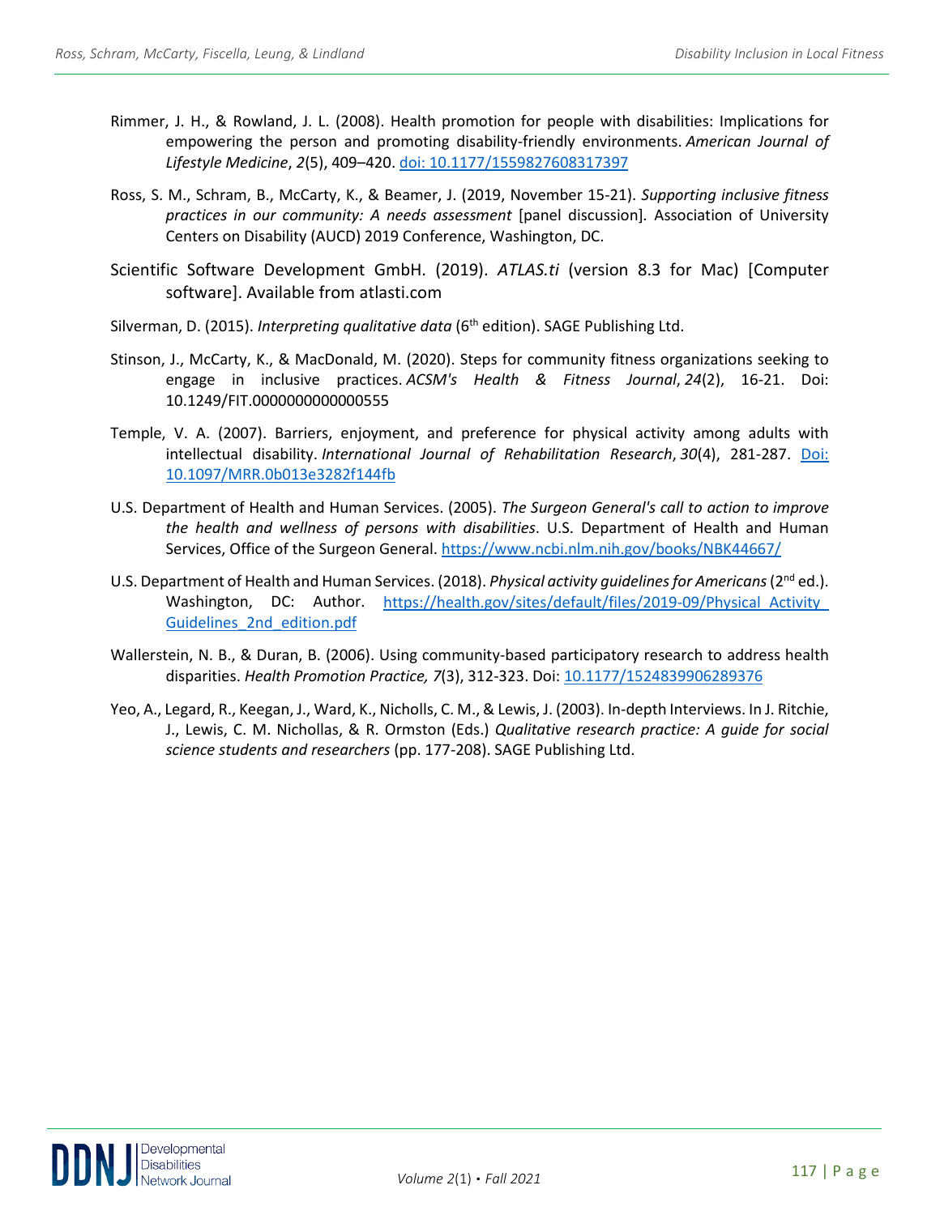Rimmer, J. H., & Rowland, J. L. (2008). Health promotion for people with disabilities: Implications for empowering the person and promoting disability-friendly environments. *American Journal of Lifestyle Medicine*, *2*(5), 409–420. doi: 10.1177/1559827608317397

Ross, S. M., Schram, B., McCarty, K., & Beamer, J. (2019, November 15-21). *Supporting inclusive fitness practices in our community: A needs assessment* [panel discussion]. Association of University Centers on Disability (AUCD) 2019 Conference, Washington, DC.

Scientific Software Development GmbH. (2019). *ATLAS.ti* (version 8.3 for Mac) [Computer software]. Available from atlasti.com

Silverman, D. (2015). *Interpreting qualitative data* (6th edition). SAGE Publishing Ltd.

Stinson, J., McCarty, K., & MacDonald, M. (2020). Steps for community fitness organizations seeking to engage in inclusive practices. *ACSM's Health & Fitness Journal*, *24*(2), 16-21. Doi: 10.1249/FIT.0000000000000555

Temple, V. A. (2007). Barriers, enjoyment, and preference for physical activity among adults with intellectual disability. *International Journal of Rehabilitation Research*, *30*(4), 281-287. Doi: 10.1097/MRR.0b013e3282f144fb

U.S. Department of Health and Human Services. (2005). *The Surgeon General's call to action to improve the health and wellness of persons with disabilities*. U.S. Department of Health and Human Services, Office of the Surgeon General. https://www.ncbi.nlm.nih.gov/books/NBK44667/

U.S. Department of Health and Human Services. (2018). *Physical activity guidelines for Americans* (2nd ed.). Washington, DC: Author. https://health.gov/sites/default/files/2019-09/Physical_Activity_Guidelines_2nd_edition.pdf

Wallerstein, N. B., & Duran, B. (2006). Using community-based participatory research to address health disparities. *Health Promotion Practice, 7*(3), 312-323. Doi: 10.1177/1524839906289376

Yeo, A., Legard, R., Keegan, J., Ward, K., Nicholls, C. M., & Lewis, J. (2003). In-depth Interviews. In J. Ritchie, J., Lewis, C. M. Nichollas, & R. Ormston (Eds.) *Qualitative research practice: A guide for social science students and researchers* (pp. 177-208). SAGE Publishing Ltd.